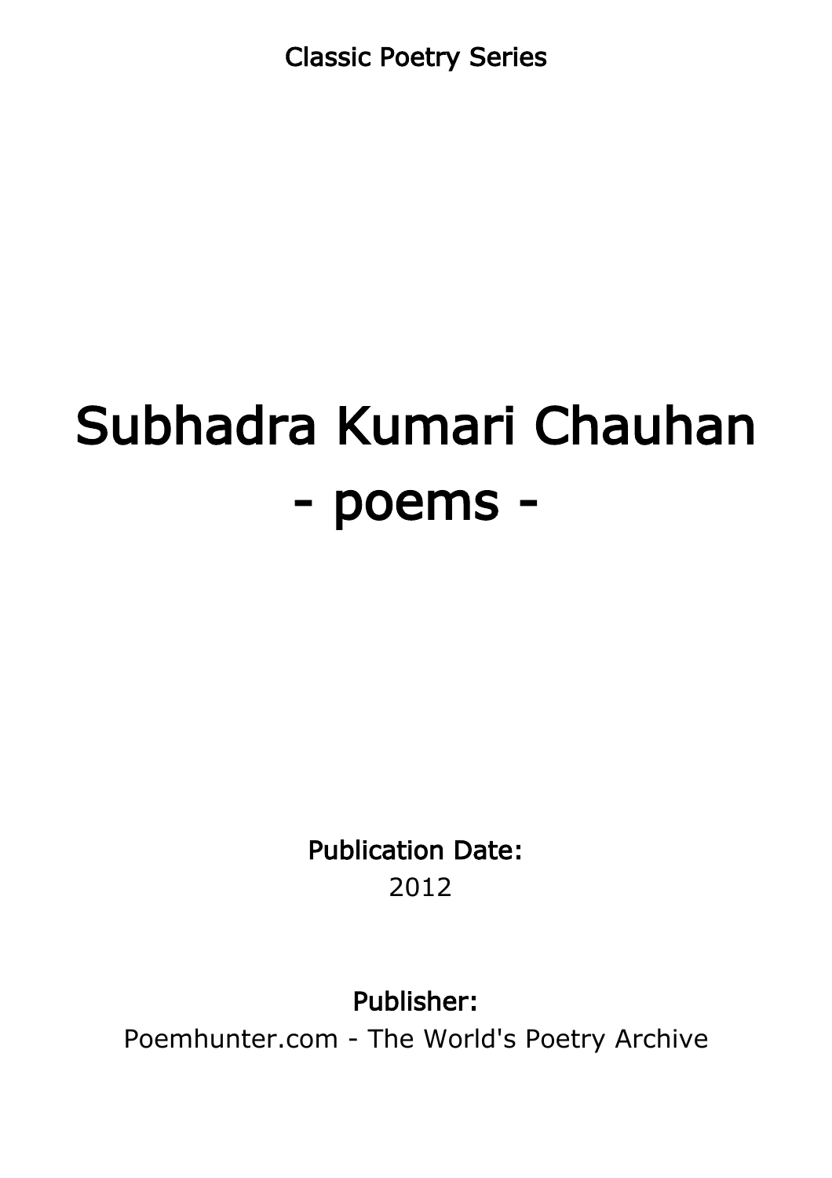Classic Poetry Series

# Subhadra Kumari Chauhan
# - poems -

**Publication Date:**
2012

**Publisher:**
Poemhunter.com - The World's Poetry Archive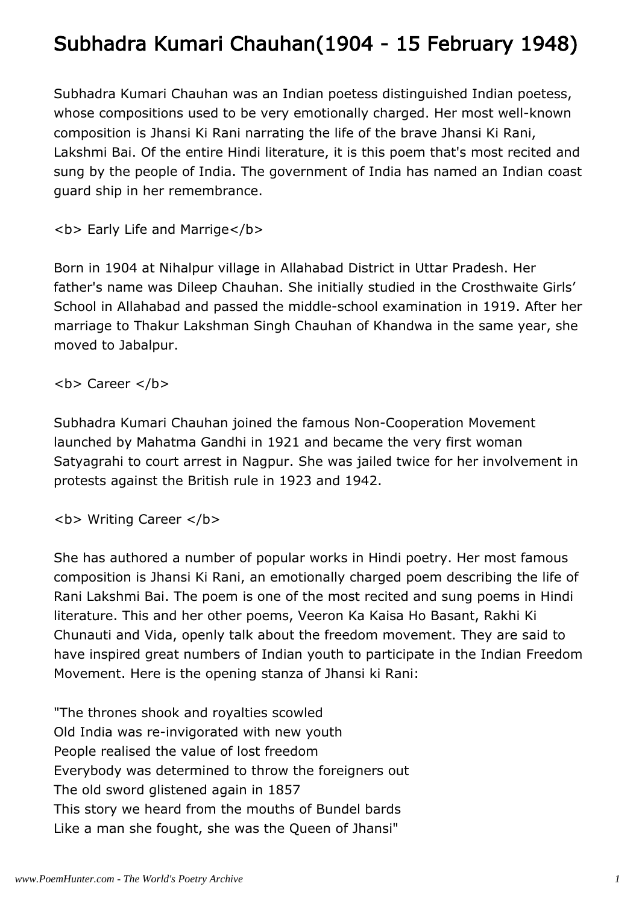# Subhadra Kumari Chauhan(1904 - 15 February 1948)

Subhadra Kumari Chauhan was an Indian poetess distinguished Indian poetess, whose compositions used to be very emotionally charged. Her most well-known composition is Jhansi Ki Rani narrating the life of the brave Jhansi Ki Rani, Lakshmi Bai. Of the entire Hindi literature, it is this poem that's most recited and sung by the people of India. The government of India has named an Indian coast guard ship in her remembrance.

**Early Life and Marrige**

Born in 1904 at Nihalpur village in Allahabad District in Uttar Pradesh. Her father's name was Dileep Chauhan. She initially studied in the Crosthwaite Girls' School in Allahabad and passed the middle-school examination in 1919. After her marriage to Thakur Lakshman Singh Chauhan of Khandwa in the same year, she moved to Jabalpur.

**Career**

Subhadra Kumari Chauhan joined the famous Non-Cooperation Movement launched by Mahatma Gandhi in 1921 and became the very first woman Satyagrahi to court arrest in Nagpur. She was jailed twice for her involvement in protests against the British rule in 1923 and 1942.

**Writing Career**

She has authored a number of popular works in Hindi poetry. Her most famous composition is Jhansi Ki Rani, an emotionally charged poem describing the life of Rani Lakshmi Bai. The poem is one of the most recited and sung poems in Hindi literature. This and her other poems, Veeron Ka Kaisa Ho Basant, Rakhi Ki Chunauti and Vida, openly talk about the freedom movement. They are said to have inspired great numbers of Indian youth to participate in the Indian Freedom Movement. Here is the opening stanza of Jhansi ki Rani:

"The thrones shook and royalties scowled  
Old India was re-invigorated with new youth  
People realised the value of lost freedom  
Everybody was determined to throw the foreigners out  
The old sword glistened again in 1857  
This story we heard from the mouths of Bundel bards  
Like a man she fought, she was the Queen of Jhansi"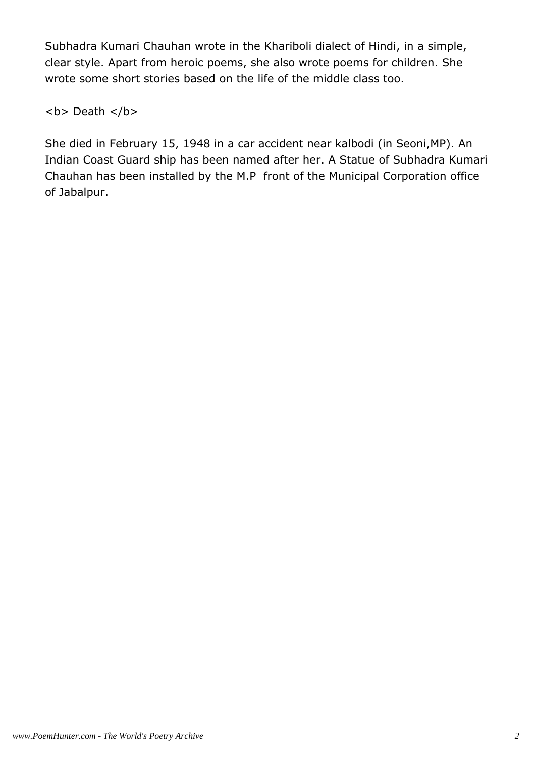Subhadra Kumari Chauhan wrote in the Khariboli dialect of Hindi, in a simple, clear style. Apart from heroic poems, she also wrote poems for children. She wrote some short stories based on the life of the middle class too.

<b> Death </b>

She died in February 15, 1948 in a car accident near kalbodi (in Seoni,MP). An Indian Coast Guard ship has been named after her. A Statue of Subhadra Kumari Chauhan has been installed by the M.P  front of the Municipal Corporation office of Jabalpur.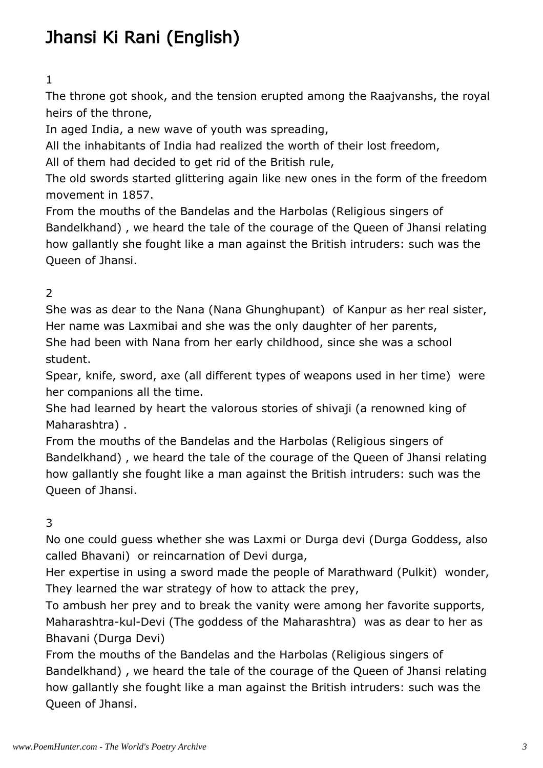# Jhansi Ki Rani (English)

1

The throne got shook, and the tension erupted among the Raajvanshs, the royal heirs of the throne,

In aged India, a new wave of youth was spreading,

All the inhabitants of India had realized the worth of their lost freedom,

All of them had decided to get rid of the British rule,

The old swords started glittering again like new ones in the form of the freedom movement in 1857.

From the mouths of the Bandelas and the Harbolas (Religious singers of Bandelkhand) , we heard the tale of the courage of the Queen of Jhansi relating how gallantly she fought like a man against the British intruders: such was the Queen of Jhansi.

2

She was as dear to the Nana (Nana Ghunghupant) of Kanpur as her real sister,

Her name was Laxmibai and she was the only daughter of her parents,

She had been with Nana from her early childhood, since she was a school student.

Spear, knife, sword, axe (all different types of weapons used in her time) were her companions all the time.

She had learned by heart the valorous stories of shivaji (a renowned king of Maharashtra) .

From the mouths of the Bandelas and the Harbolas (Religious singers of Bandelkhand) , we heard the tale of the courage of the Queen of Jhansi relating how gallantly she fought like a man against the British intruders: such was the Queen of Jhansi.

3

No one could guess whether she was Laxmi or Durga devi (Durga Goddess, also called Bhavani) or reincarnation of Devi durga,

Her expertise in using a sword made the people of Marathward (Pulkit) wonder,

They learned the war strategy of how to attack the prey,

To ambush her prey and to break the vanity were among her favorite supports,

Maharashtra-kul-Devi (The goddess of the Maharashtra) was as dear to her as Bhavani (Durga Devi)

From the mouths of the Bandelas and the Harbolas (Religious singers of Bandelkhand) , we heard the tale of the courage of the Queen of Jhansi relating how gallantly she fought like a man against the British intruders: such was the Queen of Jhansi.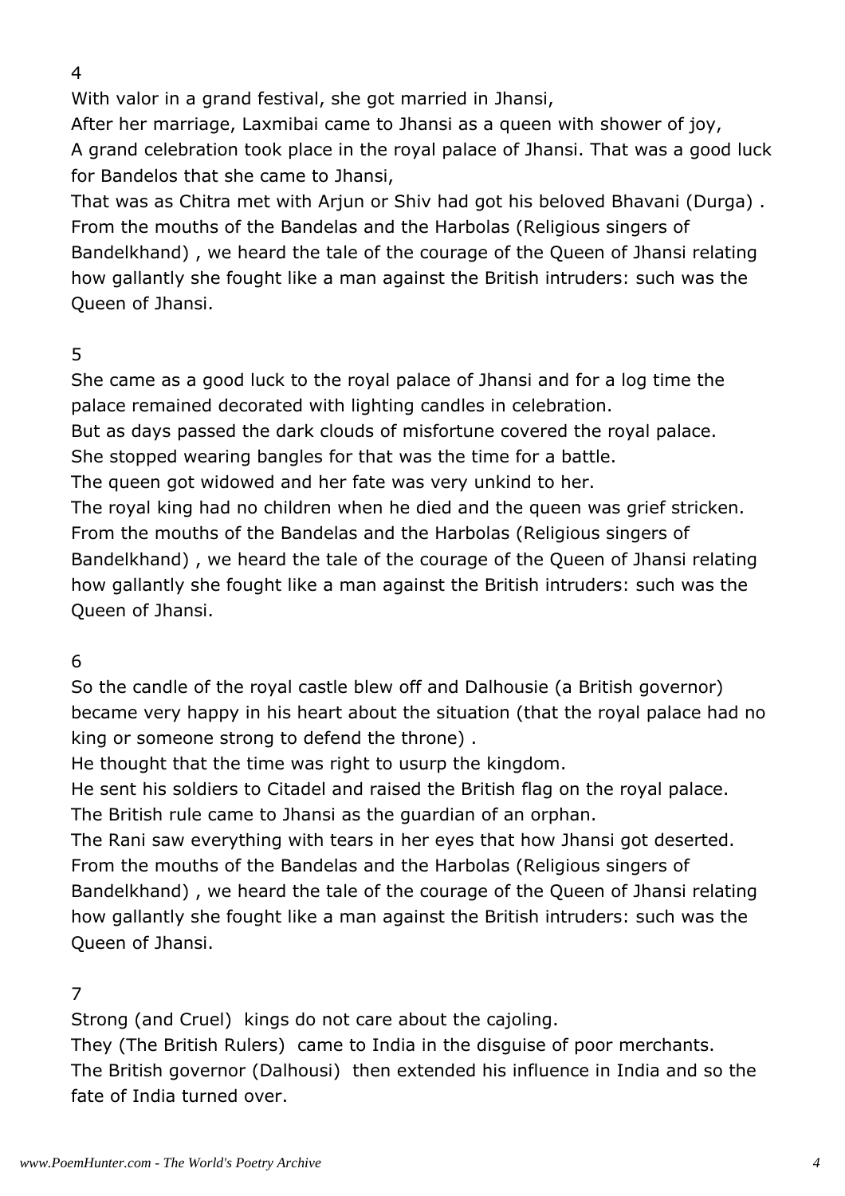4

With valor in a grand festival, she got married in Jhansi,
After her marriage, Laxmibai came to Jhansi as a queen with shower of joy,
A grand celebration took place in the royal palace of Jhansi. That was a good luck for Bandelos that she came to Jhansi,
That was as Chitra met with Arjun or Shiv had got his beloved Bhavani (Durga) .
From the mouths of the Bandelas and the Harbolas (Religious singers of Bandelkhand) , we heard the tale of the courage of the Queen of Jhansi relating how gallantly she fought like a man against the British intruders: such was the Queen of Jhansi.

5

She came as a good luck to the royal palace of Jhansi and for a log time the palace remained decorated with lighting candles in celebration.
But as days passed the dark clouds of misfortune covered the royal palace.
She stopped wearing bangles for that was the time for a battle.
The queen got widowed and her fate was very unkind to her.
The royal king had no children when he died and the queen was grief stricken.
From the mouths of the Bandelas and the Harbolas (Religious singers of Bandelkhand) , we heard the tale of the courage of the Queen of Jhansi relating how gallantly she fought like a man against the British intruders: such was the Queen of Jhansi.

6

So the candle of the royal castle blew off and Dalhousie (a British governor) became very happy in his heart about the situation (that the royal palace had no king or someone strong to defend the throne) .
He thought that the time was right to usurp the kingdom.
He sent his soldiers to Citadel and raised the British flag on the royal palace.
The British rule came to Jhansi as the guardian of an orphan.
The Rani saw everything with tears in her eyes that how Jhansi got deserted.
From the mouths of the Bandelas and the Harbolas (Religious singers of Bandelkhand) , we heard the tale of the courage of the Queen of Jhansi relating how gallantly she fought like a man against the British intruders: such was the Queen of Jhansi.

7

Strong (and Cruel) kings do not care about the cajoling.
They (The British Rulers) came to India in the disguise of poor merchants.
The British governor (Dalhousi) then extended his influence in India and so the fate of India turned over.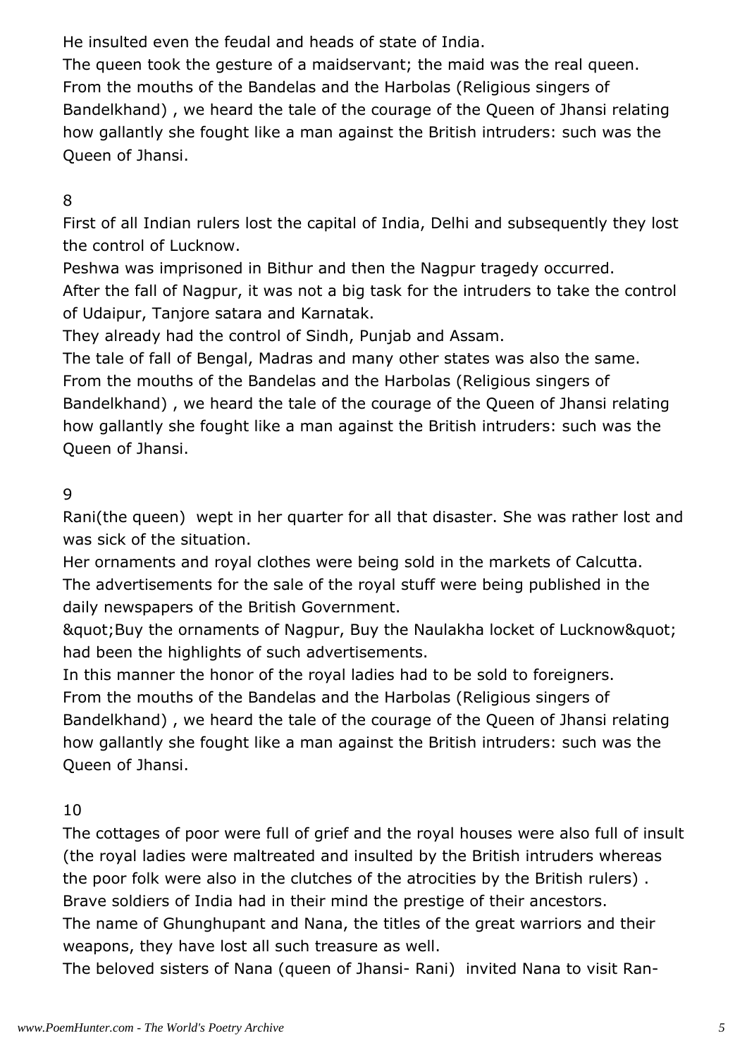He insulted even the feudal and heads of state of India.
The queen took the gesture of a maidservant; the maid was the real queen.
From the mouths of the Bandelas and the Harbolas (Religious singers of Bandelkhand) , we heard the tale of the courage of the Queen of Jhansi relating how gallantly she fought like a man against the British intruders: such was the Queen of Jhansi.

8

First of all Indian rulers lost the capital of India, Delhi and subsequently they lost the control of Lucknow.
Peshwa was imprisoned in Bithur and then the Nagpur tragedy occurred.
After the fall of Nagpur, it was not a big task for the intruders to take the control of Udaipur, Tanjore satara and Karnatak.
They already had the control of Sindh, Punjab and Assam.
The tale of fall of Bengal, Madras and many other states was also the same.
From the mouths of the Bandelas and the Harbolas (Religious singers of Bandelkhand) , we heard the tale of the courage of the Queen of Jhansi relating how gallantly she fought like a man against the British intruders: such was the Queen of Jhansi.

9

Rani(the queen) wept in her quarter for all that disaster. She was rather lost and was sick of the situation.
Her ornaments and royal clothes were being sold in the markets of Calcutta.
The advertisements for the sale of the royal stuff were being published in the daily newspapers of the British Government.
&quot;Buy the ornaments of Nagpur, Buy the Naulakha locket of Lucknow&quot; had been the highlights of such advertisements.
In this manner the honor of the royal ladies had to be sold to foreigners.
From the mouths of the Bandelas and the Harbolas (Religious singers of Bandelkhand) , we heard the tale of the courage of the Queen of Jhansi relating how gallantly she fought like a man against the British intruders: such was the Queen of Jhansi.

10

The cottages of poor were full of grief and the royal houses were also full of insult (the royal ladies were maltreated and insulted by the British intruders whereas the poor folk were also in the clutches of the atrocities by the British rulers) .
Brave soldiers of India had in their mind the prestige of their ancestors.
The name of Ghunghupant and Nana, the titles of the great warriors and their weapons, they have lost all such treasure as well.
The beloved sisters of Nana (queen of Jhansi- Rani) invited Nana to visit Ran-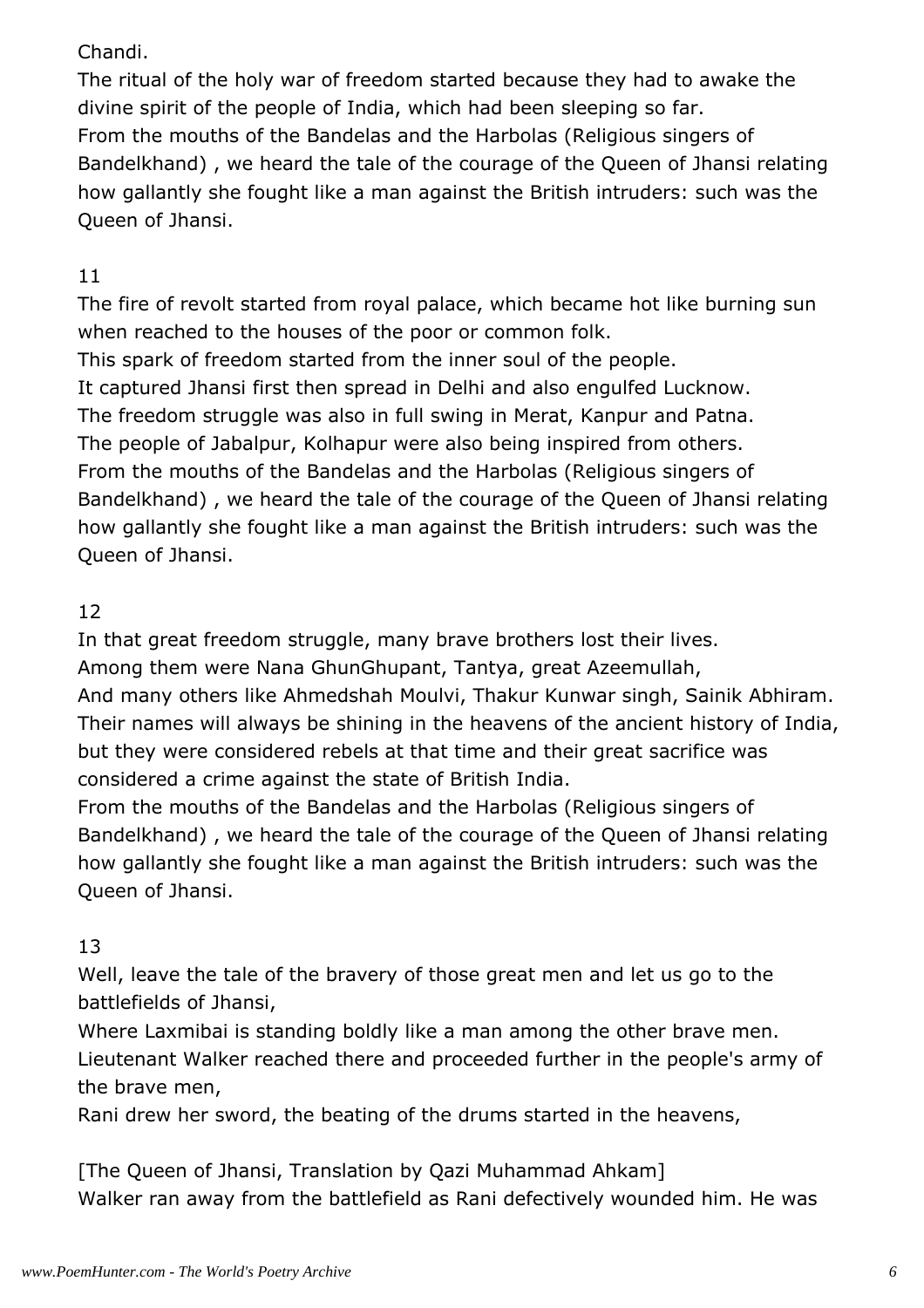Chandi.
The ritual of the holy war of freedom started because they had to awake the divine spirit of the people of India, which had been sleeping so far.
From the mouths of the Bandelas and the Harbolas (Religious singers of Bandelkhand) , we heard the tale of the courage of the Queen of Jhansi relating how gallantly she fought like a man against the British intruders: such was the Queen of Jhansi.

11

The fire of revolt started from royal palace, which became hot like burning sun when reached to the houses of the poor or common folk.
This spark of freedom started from the inner soul of the people.
It captured Jhansi first then spread in Delhi and also engulfed Lucknow.
The freedom struggle was also in full swing in Merat, Kanpur and Patna.
The people of Jabalpur, Kolhapur were also being inspired from others.
From the mouths of the Bandelas and the Harbolas (Religious singers of Bandelkhand) , we heard the tale of the courage of the Queen of Jhansi relating how gallantly she fought like a man against the British intruders: such was the Queen of Jhansi.

12

In that great freedom struggle, many brave brothers lost their lives.
Among them were Nana GhunGhupant, Tantya, great Azeemullah,
And many others like Ahmedshah Moulvi, Thakur Kunwar singh, Sainik Abhiram.
Their names will always be shining in the heavens of the ancient history of India, but they were considered rebels at that time and their great sacrifice was considered a crime against the state of British India.
From the mouths of the Bandelas and the Harbolas (Religious singers of Bandelkhand) , we heard the tale of the courage of the Queen of Jhansi relating how gallantly she fought like a man against the British intruders: such was the Queen of Jhansi.

13

Well, leave the tale of the bravery of those great men and let us go to the battlefields of Jhansi,
Where Laxmibai is standing boldly like a man among the other brave men.
Lieutenant Walker reached there and proceeded further in the people's army of the brave men,
Rani drew her sword, the beating of the drums started in the heavens,

[The Queen of Jhansi, Translation by Qazi Muhammad Ahkam]
Walker ran away from the battlefield as Rani defectively wounded him. He was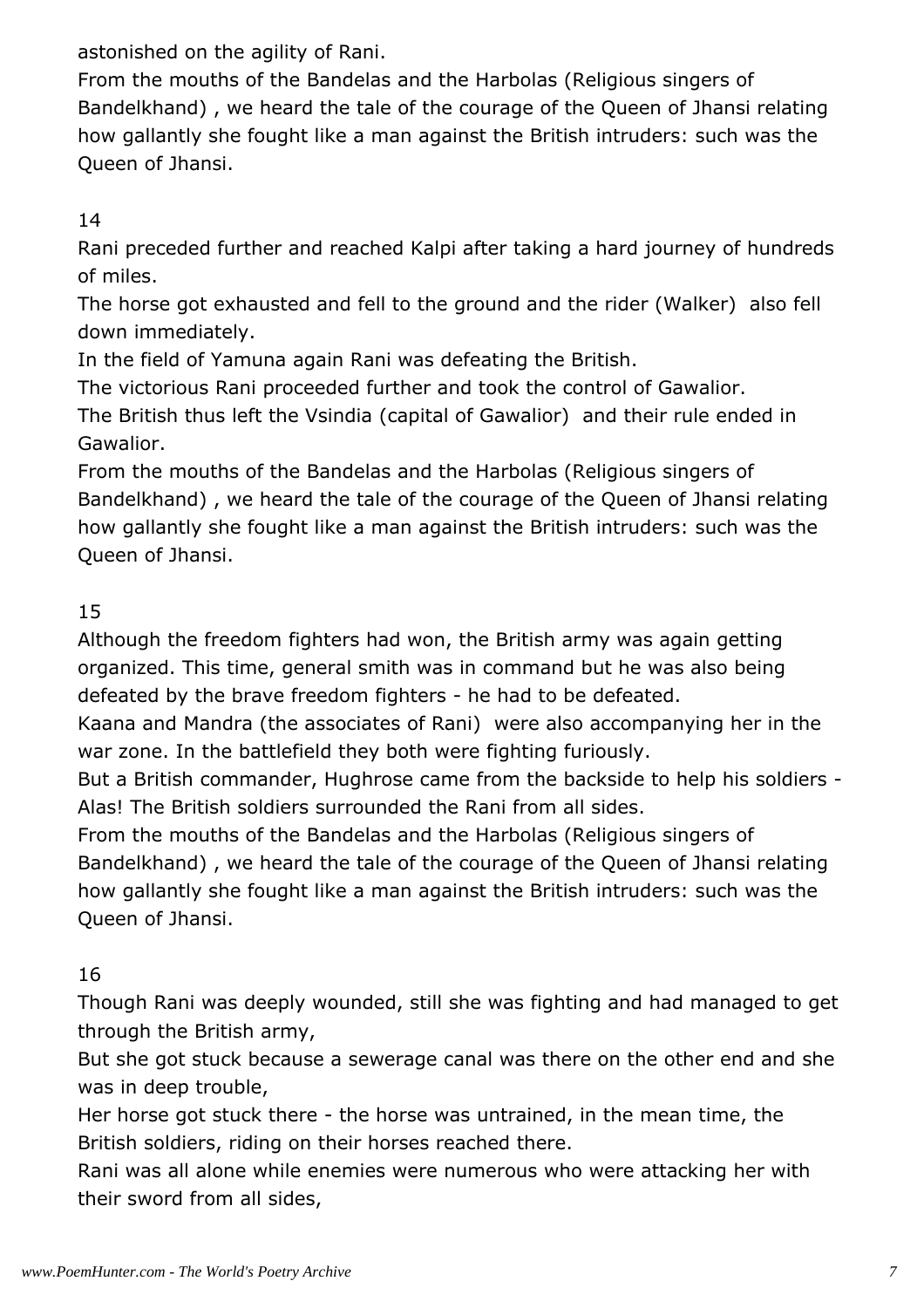astonished on the agility of Rani.
From the mouths of the Bandelas and the Harbolas (Religious singers of Bandelkhand) , we heard the tale of the courage of the Queen of Jhansi relating how gallantly she fought like a man against the British intruders: such was the Queen of Jhansi.

14
Rani preceded further and reached Kalpi after taking a hard journey of hundreds of miles.
The horse got exhausted and fell to the ground and the rider (Walker)  also fell down immediately.
In the field of Yamuna again Rani was defeating the British.
The victorious Rani proceeded further and took the control of Gawalior.
The British thus left the Vsindia (capital of Gawalior)  and their rule ended in Gawalior.
From the mouths of the Bandelas and the Harbolas (Religious singers of Bandelkhand) , we heard the tale of the courage of the Queen of Jhansi relating how gallantly she fought like a man against the British intruders: such was the Queen of Jhansi.

15
Although the freedom fighters had won, the British army was again getting organized. This time, general smith was in command but he was also being defeated by the brave freedom fighters - he had to be defeated.
Kaana and Mandra (the associates of Rani)  were also accompanying her in the war zone. In the battlefield they both were fighting furiously.
But a British commander, Hughrose came from the backside to help his soldiers - Alas! The British soldiers surrounded the Rani from all sides.
From the mouths of the Bandelas and the Harbolas (Religious singers of Bandelkhand) , we heard the tale of the courage of the Queen of Jhansi relating how gallantly she fought like a man against the British intruders: such was the Queen of Jhansi.

16
Though Rani was deeply wounded, still she was fighting and had managed to get through the British army,
But she got stuck because a sewerage canal was there on the other end and she was in deep trouble,
Her horse got stuck there - the horse was untrained, in the mean time, the British soldiers, riding on their horses reached there.
Rani was all alone while enemies were numerous who were attacking her with their sword from all sides,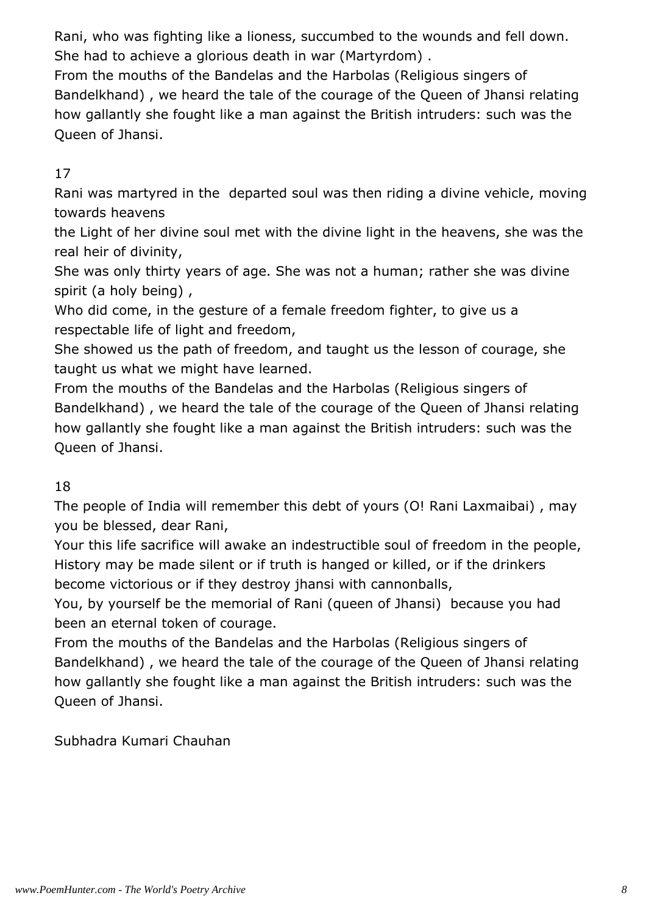Rani, who was fighting like a lioness, succumbed to the wounds and fell down. She had to achieve a glorious death in war (Martyrdom) .
From the mouths of the Bandelas and the Harbolas (Religious singers of Bandelkhand) , we heard the tale of the courage of the Queen of Jhansi relating how gallantly she fought like a man against the British intruders: such was the Queen of Jhansi.

17

Rani was martyred in the departed soul was then riding a divine vehicle, moving towards heavens
the Light of her divine soul met with the divine light in the heavens, she was the real heir of divinity,
She was only thirty years of age. She was not a human; rather she was divine spirit (a holy being) ,
Who did come, in the gesture of a female freedom fighter, to give us a respectable life of light and freedom,
She showed us the path of freedom, and taught us the lesson of courage, she taught us what we might have learned.
From the mouths of the Bandelas and the Harbolas (Religious singers of Bandelkhand) , we heard the tale of the courage of the Queen of Jhansi relating how gallantly she fought like a man against the British intruders: such was the Queen of Jhansi.

18

The people of India will remember this debt of yours (O! Rani Laxmaibai) , may you be blessed, dear Rani,
Your this life sacrifice will awake an indestructible soul of freedom in the people,
History may be made silent or if truth is hanged or killed, or if the drinkers become victorious or if they destroy jhansi with cannonballs,
You, by yourself be the memorial of Rani (queen of Jhansi) because you had been an eternal token of courage.
From the mouths of the Bandelas and the Harbolas (Religious singers of Bandelkhand) , we heard the tale of the courage of the Queen of Jhansi relating how gallantly she fought like a man against the British intruders: such was the Queen of Jhansi.

Subhadra Kumari Chauhan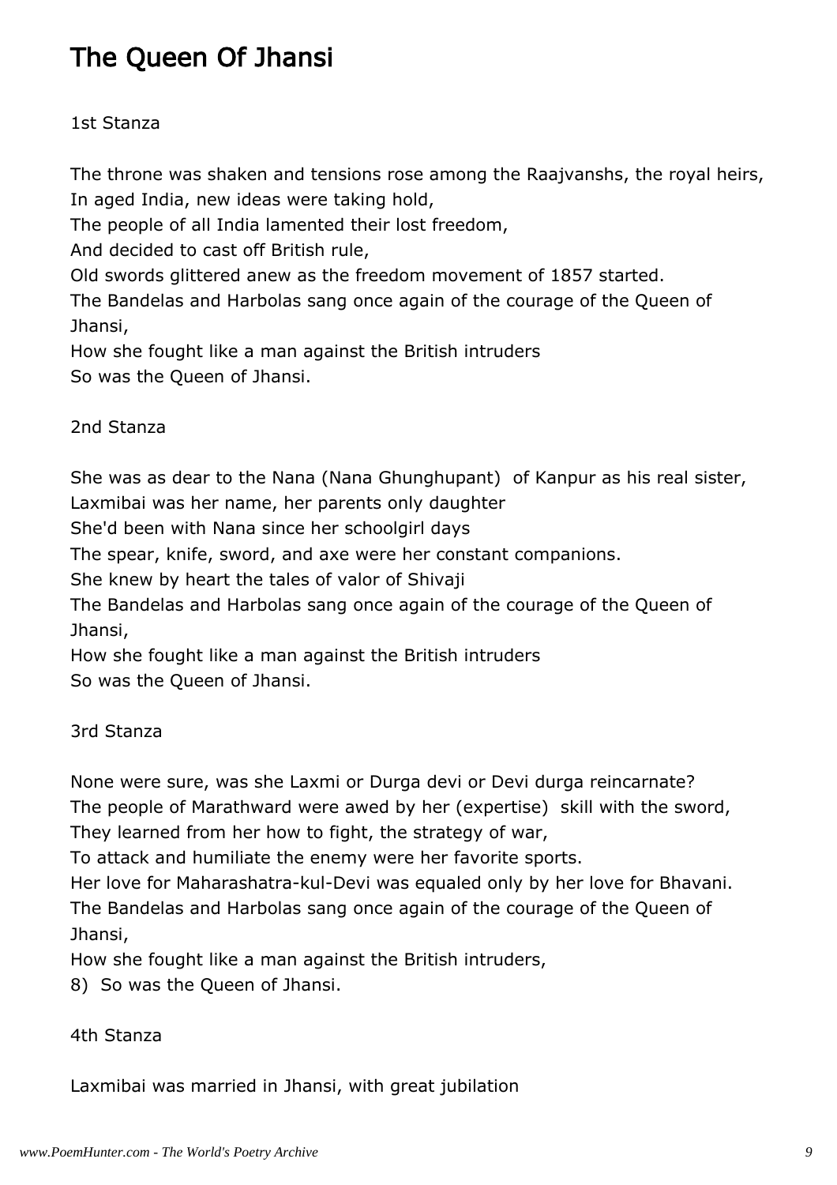# The Queen Of Jhansi

1st Stanza

The throne was shaken and tensions rose among the Raajvanshs, the royal heirs,
In aged India, new ideas were taking hold,
The people of all India lamented their lost freedom,
And decided to cast off British rule,
Old swords glittered anew as the freedom movement of 1857 started.
The Bandelas and Harbolas sang once again of the courage of the Queen of Jhansi,
How she fought like a man against the British intruders
So was the Queen of Jhansi.

2nd Stanza

She was as dear to the Nana (Nana Ghunghupant) of Kanpur as his real sister,
Laxmibai was her name, her parents only daughter
She'd been with Nana since her schoolgirl days
The spear, knife, sword, and axe were her constant companions.
She knew by heart the tales of valor of Shivaji
The Bandelas and Harbolas sang once again of the courage of the Queen of Jhansi,
How she fought like a man against the British intruders
So was the Queen of Jhansi.

3rd Stanza

None were sure, was she Laxmi or Durga devi or Devi durga reincarnate?
The people of Marathward were awed by her (expertise) skill with the sword,
They learned from her how to fight, the strategy of war,
To attack and humiliate the enemy were her favorite sports.
Her love for Maharashatra-kul-Devi was equaled only by her love for Bhavani.
The Bandelas and Harbolas sang once again of the courage of the Queen of Jhansi,
How she fought like a man against the British intruders,
8) So was the Queen of Jhansi.

4th Stanza

Laxmibai was married in Jhansi, with great jubilation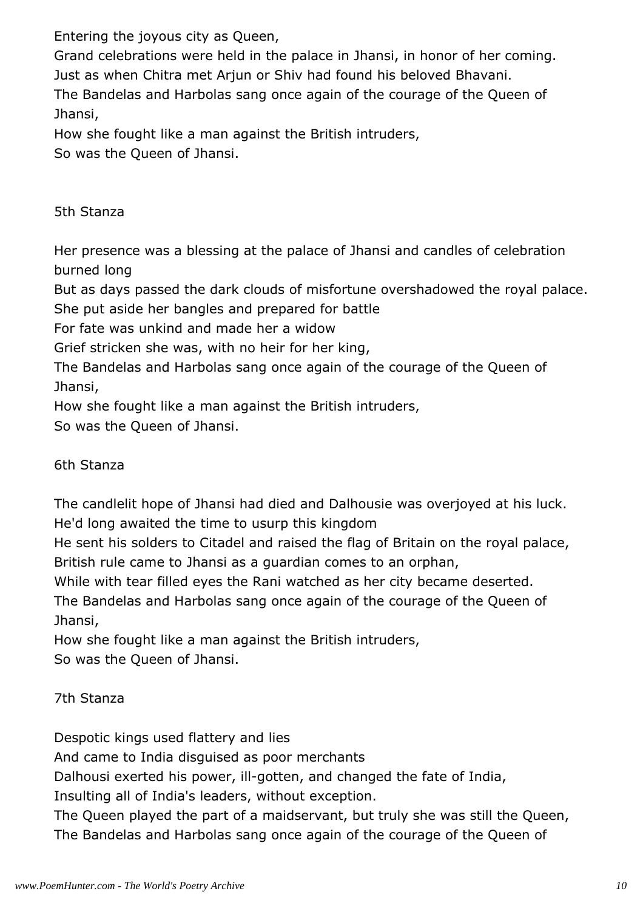Entering the joyous city as Queen,
Grand celebrations were held in the palace in Jhansi, in honor of her coming.
Just as when Chitra met Arjun or Shiv had found his beloved Bhavani.
The Bandelas and Harbolas sang once again of the courage of the Queen of Jhansi,
How she fought like a man against the British intruders,
So was the Queen of Jhansi.

5th Stanza

Her presence was a blessing at the palace of Jhansi and candles of celebration burned long
But as days passed the dark clouds of misfortune overshadowed the royal palace.
She put aside her bangles and prepared for battle
For fate was unkind and made her a widow
Grief stricken she was, with no heir for her king,
The Bandelas and Harbolas sang once again of the courage of the Queen of Jhansi,
How she fought like a man against the British intruders,
So was the Queen of Jhansi.

6th Stanza

The candlelit hope of Jhansi had died and Dalhousie was overjoyed at his luck.
He'd long awaited the time to usurp this kingdom
He sent his solders to Citadel and raised the flag of Britain on the royal palace,
British rule came to Jhansi as a guardian comes to an orphan,
While with tear filled eyes the Rani watched as her city became deserted.
The Bandelas and Harbolas sang once again of the courage of the Queen of Jhansi,
How she fought like a man against the British intruders,
So was the Queen of Jhansi.

7th Stanza

Despotic kings used flattery and lies
And came to India disguised as poor merchants
Dalhousi exerted his power, ill-gotten, and changed the fate of India,
Insulting all of India's leaders, without exception.
The Queen played the part of a maidservant, but truly she was still the Queen,
The Bandelas and Harbolas sang once again of the courage of the Queen of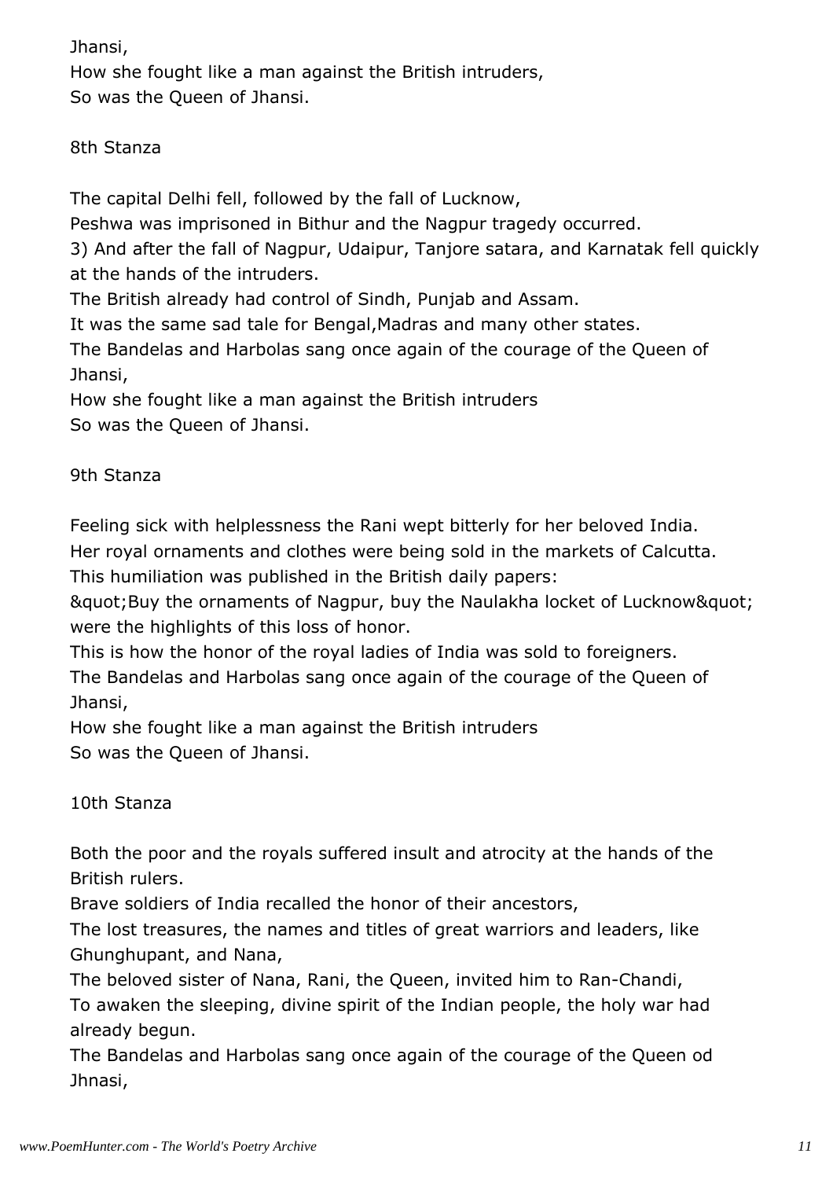Jhansi,
How she fought like a man against the British intruders,
So was the Queen of Jhansi.

8th Stanza

The capital Delhi fell, followed by the fall of Lucknow,
Peshwa was imprisoned in Bithur and the Nagpur tragedy occurred.
3) And after the fall of Nagpur, Udaipur, Tanjore satara, and Karnatak fell quickly at the hands of the intruders.
The British already had control of Sindh, Punjab and Assam.
It was the same sad tale for Bengal,Madras and many other states.
The Bandelas and Harbolas sang once again of the courage of the Queen of Jhansi,
How she fought like a man against the British intruders
So was the Queen of Jhansi.

9th Stanza

Feeling sick with helplessness the Rani wept bitterly for her beloved India.
Her royal ornaments and clothes were being sold in the markets of Calcutta.
This humiliation was published in the British daily papers:
&quot;Buy the ornaments of Nagpur, buy the Naulakha locket of Lucknow&quot; were the highlights of this loss of honor.
This is how the honor of the royal ladies of India was sold to foreigners.
The Bandelas and Harbolas sang once again of the courage of the Queen of Jhansi,
How she fought like a man against the British intruders
So was the Queen of Jhansi.

10th Stanza

Both the poor and the royals suffered insult and atrocity at the hands of the British rulers.
Brave soldiers of India recalled the honor of their ancestors,
The lost treasures, the names and titles of great warriors and leaders, like Ghunghupant, and Nana,
The beloved sister of Nana, Rani, the Queen, invited him to Ran-Chandi,
To awaken the sleeping, divine spirit of the Indian people, the holy war had already begun.
The Bandelas and Harbolas sang once again of the courage of the Queen od Jhnasi,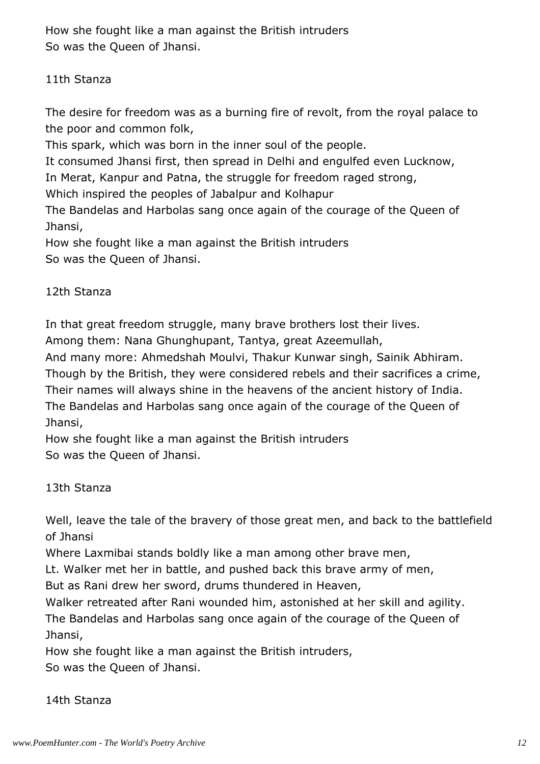How she fought like a man against the British intruders
So was the Queen of Jhansi.

11th Stanza

The desire for freedom was as a burning fire of revolt, from the royal palace to the poor and common folk,
This spark, which was born in the inner soul of the people.
It consumed Jhansi first, then spread in Delhi and engulfed even Lucknow,
In Merat, Kanpur and Patna, the struggle for freedom raged strong,
Which inspired the peoples of Jabalpur and Kolhapur
The Bandelas and Harbolas sang once again of the courage of the Queen of Jhansi,
How she fought like a man against the British intruders
So was the Queen of Jhansi.

12th Stanza

In that great freedom struggle, many brave brothers lost their lives.
Among them: Nana Ghunghupant, Tantya, great Azeemullah,
And many more: Ahmedshah Moulvi, Thakur Kunwar singh, Sainik Abhiram.
Though by the British, they were considered rebels and their sacrifices a crime,
Their names will always shine in the heavens of the ancient history of India.
The Bandelas and Harbolas sang once again of the courage of the Queen of Jhansi,
How she fought like a man against the British intruders
So was the Queen of Jhansi.

13th Stanza

Well, leave the tale of the bravery of those great men, and back to the battlefield of Jhansi
Where Laxmibai stands boldly like a man among other brave men,
Lt. Walker met her in battle, and pushed back this brave army of men,
But as Rani drew her sword, drums thundered in Heaven,
Walker retreated after Rani wounded him, astonished at her skill and agility.
The Bandelas and Harbolas sang once again of the courage of the Queen of Jhansi,
How she fought like a man against the British intruders,
So was the Queen of Jhansi.

14th Stanza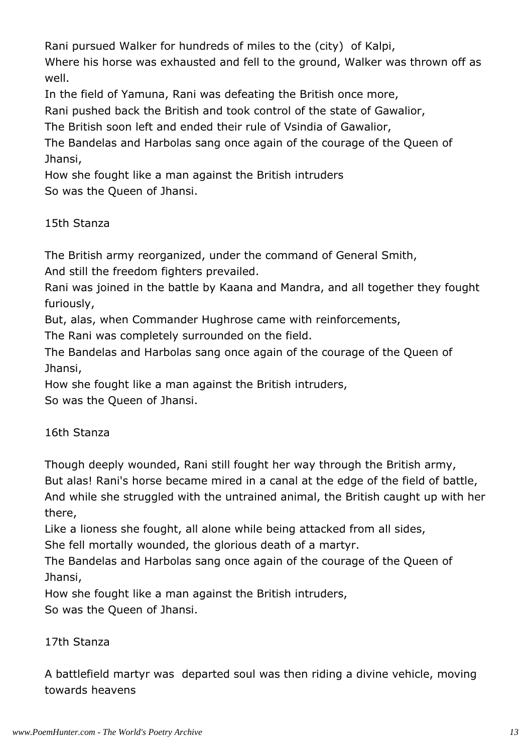Rani pursued Walker for hundreds of miles to the (city)  of Kalpi,
Where his horse was exhausted and fell to the ground, Walker was thrown off as well.
In the field of Yamuna, Rani was defeating the British once more,
Rani pushed back the British and took control of the state of Gawalior,
The British soon left and ended their rule of Vsindia of Gawalior,
The Bandelas and Harbolas sang once again of the courage of the Queen of Jhansi,
How she fought like a man against the British intruders
So was the Queen of Jhansi.

15th Stanza

The British army reorganized, under the command of General Smith,
And still the freedom fighters prevailed.
Rani was joined in the battle by Kaana and Mandra, and all together they fought furiously,
But, alas, when Commander Hughrose came with reinforcements,
The Rani was completely surrounded on the field.
The Bandelas and Harbolas sang once again of the courage of the Queen of Jhansi,
How she fought like a man against the British intruders,
So was the Queen of Jhansi.

16th Stanza

Though deeply wounded, Rani still fought her way through the British army,
But alas! Rani's horse became mired in a canal at the edge of the field of battle,
And while she struggled with the untrained animal, the British caught up with her there,
Like a lioness she fought, all alone while being attacked from all sides,
She fell mortally wounded, the glorious death of a martyr.
The Bandelas and Harbolas sang once again of the courage of the Queen of Jhansi,
How she fought like a man against the British intruders,
So was the Queen of Jhansi.

17th Stanza

A battlefield martyr was  departed soul was then riding a divine vehicle, moving towards heavens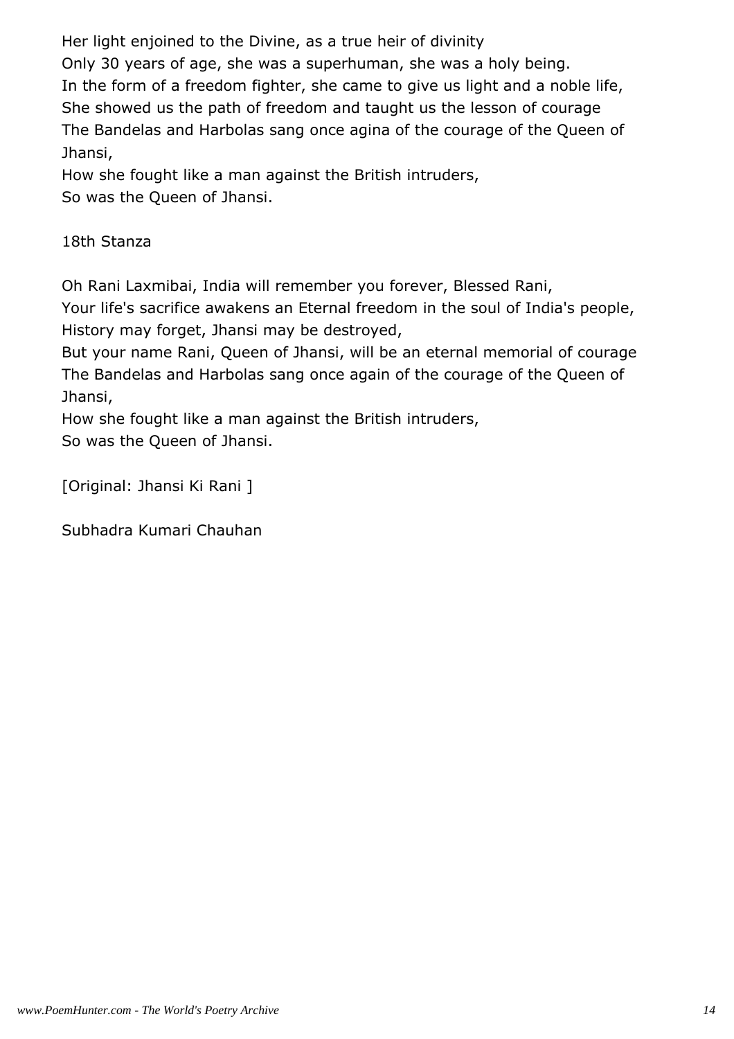Her light enjoined to the Divine, as a true heir of divinity
Only 30 years of age, she was a superhuman, she was a holy being.
In the form of a freedom fighter, she came to give us light and a noble life,
She showed us the path of freedom and taught us the lesson of courage
The Bandelas and Harbolas sang once agina of the courage of the Queen of Jhansi,
How she fought like a man against the British intruders,
So was the Queen of Jhansi.

18th Stanza

Oh Rani Laxmibai, India will remember you forever, Blessed Rani,
Your life's sacrifice awakens an Eternal freedom in the soul of India's people,
History may forget, Jhansi may be destroyed,
But your name Rani, Queen of Jhansi, will be an eternal memorial of courage
The Bandelas and Harbolas sang once again of the courage of the Queen of Jhansi,
How she fought like a man against the British intruders,
So was the Queen of Jhansi.

[Original: Jhansi Ki Rani ]

Subhadra Kumari Chauhan